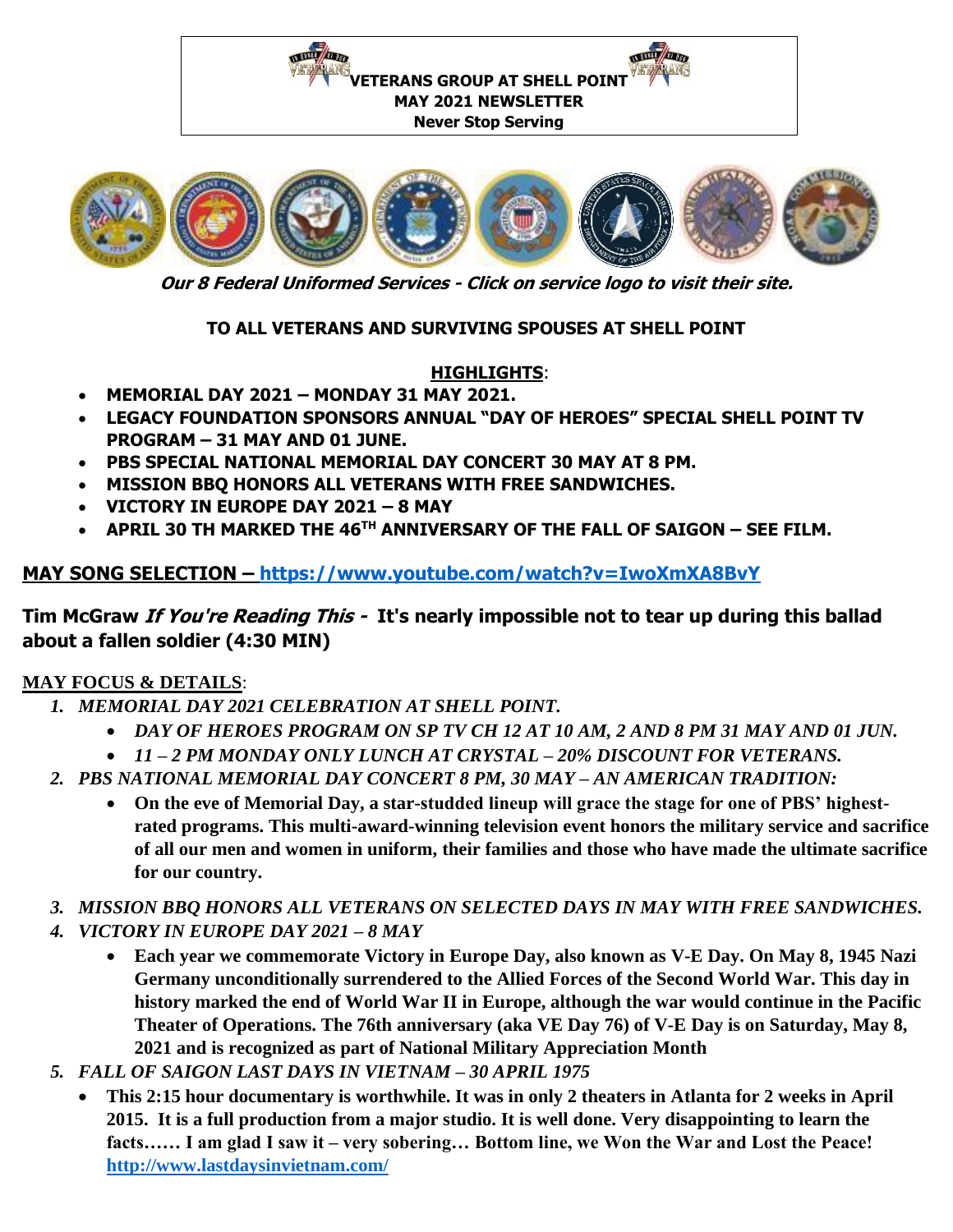**VETERANS GROUP AT SHELL POINT**
**MAY 2021 NEWSLETTER**
**Never Stop Serving**

***Our 8 Federal Uniformed Services - Click on service logo to visit their site.***

**TO ALL VETERANS AND SURVIVING SPOUSES AT SHELL POINT**

**HIGHLIGHTS**:

- **MEMORIAL DAY 2021 – MONDAY 31 MAY 2021.**
- **LEGACY FOUNDATION SPONSORS ANNUAL "DAY OF HEROES" SPECIAL SHELL POINT TV PROGRAM – 31 MAY AND 01 JUNE.**
- **PBS SPECIAL NATIONAL MEMORIAL DAY CONCERT 30 MAY AT 8 PM.**
- **MISSION BBQ HONORS ALL VETERANS WITH FREE SANDWICHES.**
- **VICTORY IN EUROPE DAY 2021 – 8 MAY**
- **APRIL 30 TH MARKED THE 46TH ANNIVERSARY OF THE FALL OF SAIGON – SEE FILM.**

**MAY SONG SELECTION – https://www.youtube.com/watch?v=IwoXmXA8BvY**

**Tim McGraw *If You're Reading This* - It's nearly impossible not to tear up during this ballad about a fallen soldier (4:30 MIN)**

**MAY FOCUS & DETAILS**:

1. ***MEMORIAL DAY 2021 CELEBRATION AT SHELL POINT.***
   - ***DAY OF HEROES PROGRAM ON SP TV CH 12 AT 10 AM, 2 AND 8 PM 31 MAY AND 01 JUN.***
   - ***11 – 2 PM MONDAY ONLY LUNCH AT CRYSTAL – 20% DISCOUNT FOR VETERANS.***
2. ***PBS NATIONAL MEMORIAL DAY CONCERT 8 PM, 30 MAY – AN AMERICAN TRADITION:***
   - **On the eve of Memorial Day, a star-studded lineup will grace the stage for one of PBS' highest-rated programs. This multi-award-winning television event honors the military service and sacrifice of all our men and women in uniform, their families and those who have made the ultimate sacrifice for our country.**
3. ***MISSION BBQ HONORS ALL VETERANS ON SELECTED DAYS IN MAY WITH FREE SANDWICHES.***
4. ***VICTORY IN EUROPE DAY 2021 – 8 MAY***
   - **Each year we commemorate Victory in Europe Day, also known as V-E Day. On May 8, 1945 Nazi Germany unconditionally surrendered to the Allied Forces of the Second World War. This day in history marked the end of World War II in Europe, although the war would continue in the Pacific Theater of Operations. The 76th anniversary (aka VE Day 76) of V-E Day is on Saturday, May 8, 2021 and is recognized as part of National Military Appreciation Month**
5. ***FALL OF SAIGON LAST DAYS IN VIETNAM – 30 APRIL 1975***
   - **This 2:15 hour documentary is worthwhile. It was in only 2 theaters in Atlanta for 2 weeks in April 2015. It is a full production from a major studio. It is well done. Very disappointing to learn the facts…… I am glad I saw it – very sobering… Bottom line, we Won the War and Lost the Peace! http://www.lastdaysinvietnam.com/**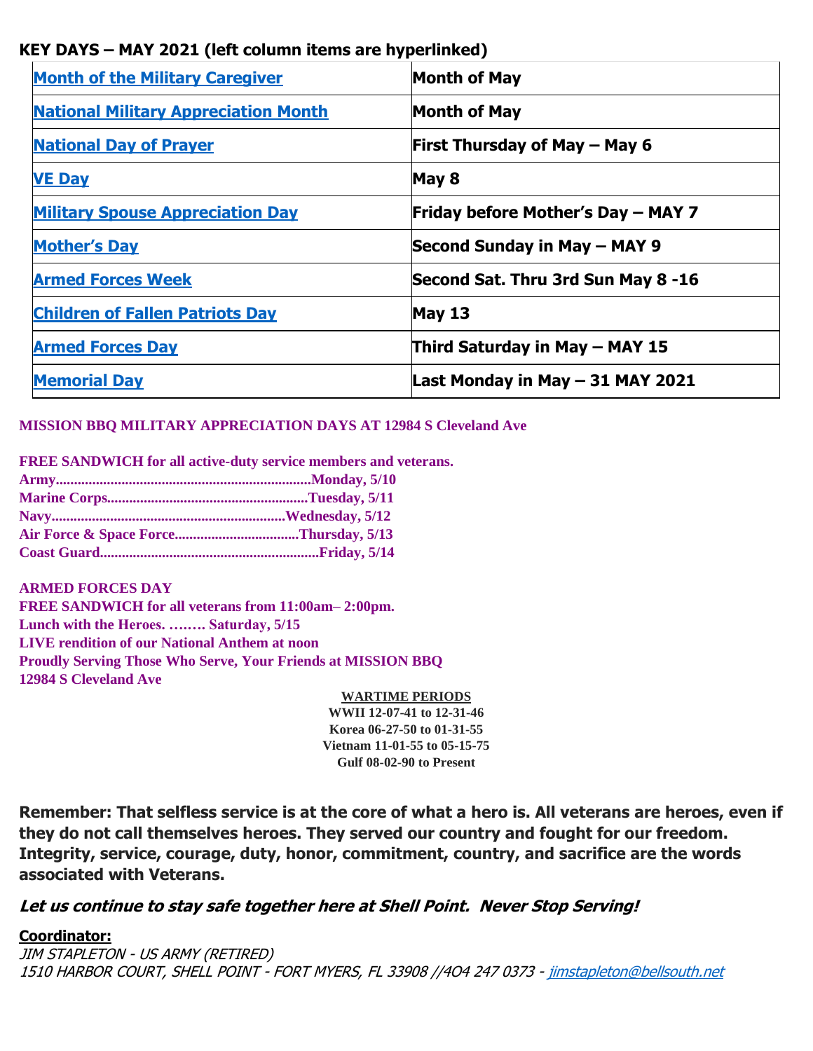**KEY DAYS – MAY 2021 (left column items are hyperlinked)**

| | |
|---|---|
| **Month of the Military Caregiver** | **Month of May** |
| **National Military Appreciation Month** | **Month of May** |
| **National Day of Prayer** | **First Thursday of May – May 6** |
| **VE Day** | **May 8** |
| **Military Spouse Appreciation Day** | **Friday before Mother's Day – MAY 7** |
| **Mother's Day** | **Second Sunday in May – MAY 9** |
| **Armed Forces Week** | **Second Sat. Thru 3rd Sun May 8 -16** |
| **Children of Fallen Patriots Day** | **May 13** |
| **Armed Forces Day** | **Third Saturday in May – MAY 15** |
| **Memorial Day** | **Last Monday in May – 31 MAY 2021** |

**MISSION BBQ MILITARY APPRECIATION DAYS AT 12984 S Cleveland Ave**

**FREE SANDWICH for all active-duty service members and veterans.**
**Army......................................................................Monday, 5/10**
**Marine Corps.......................................................Tuesday, 5/11**
**Navy.................................................................Wednesday, 5/12**
**Air Force & Space Force.................................Thursday, 5/13**
**Coast Guard...........................................................Friday, 5/14**

**ARMED FORCES DAY**
**FREE SANDWICH for all veterans from 11:00am– 2:00pm.**
**Lunch with the Heroes. …….. Saturday, 5/15**
**LIVE rendition of our National Anthem at noon**
**Proudly Serving Those Who Serve, Your Friends at MISSION BBQ**
**12984 S Cleveland Ave**

**WARTIME PERIODS**
**WWII 12-07-41 to 12-31-46**
**Korea 06-27-50 to 01-31-55**
**Vietnam 11-01-55 to 05-15-75**
**Gulf 08-02-90 to Present**

**Remember: That selfless service is at the core of what a hero is. All veterans are heroes, even if they do not call themselves heroes. They served our country and fought for our freedom. Integrity, service, courage, duty, honor, commitment, country, and sacrifice are the words associated with Veterans.**

***Let us continue to stay safe together here at Shell Point. Never Stop Serving!***

**Coordinator:**
*JIM STAPLETON - US ARMY (RETIRED)*
*1510 HARBOR COURT, SHELL POINT - FORT MYERS, FL 33908 //4O4 247 0373 - jimstapleton@bellsouth.net*